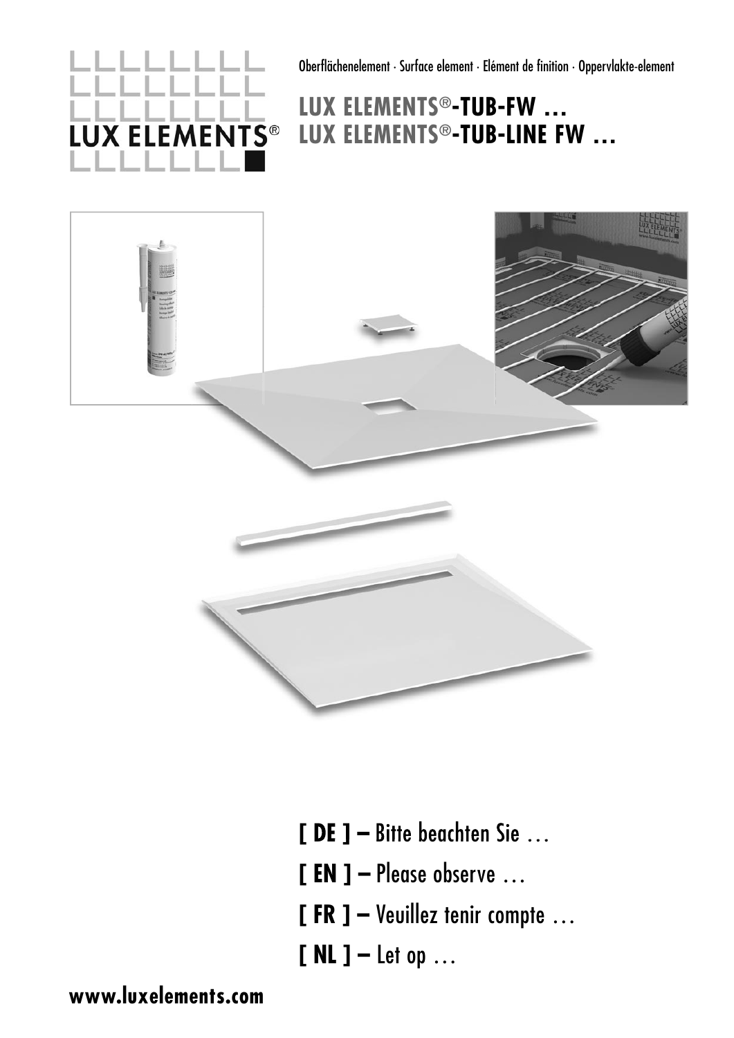LUX ELEMENTS®

Oberflächenelement · Surface element · Elément de finition · Oppervlakte-element

# LUX ELEMENTS®-TUB-FW …
# LUX ELEMENTS®-TUB-LINE FW …

**[ DE ] –** Bitte beachten Sie …

**[ EN ] –** Please observe …

**[ FR ] –** Veuillez tenir compte …

**[ NL ] –** Let op …

**www.luxelements.com**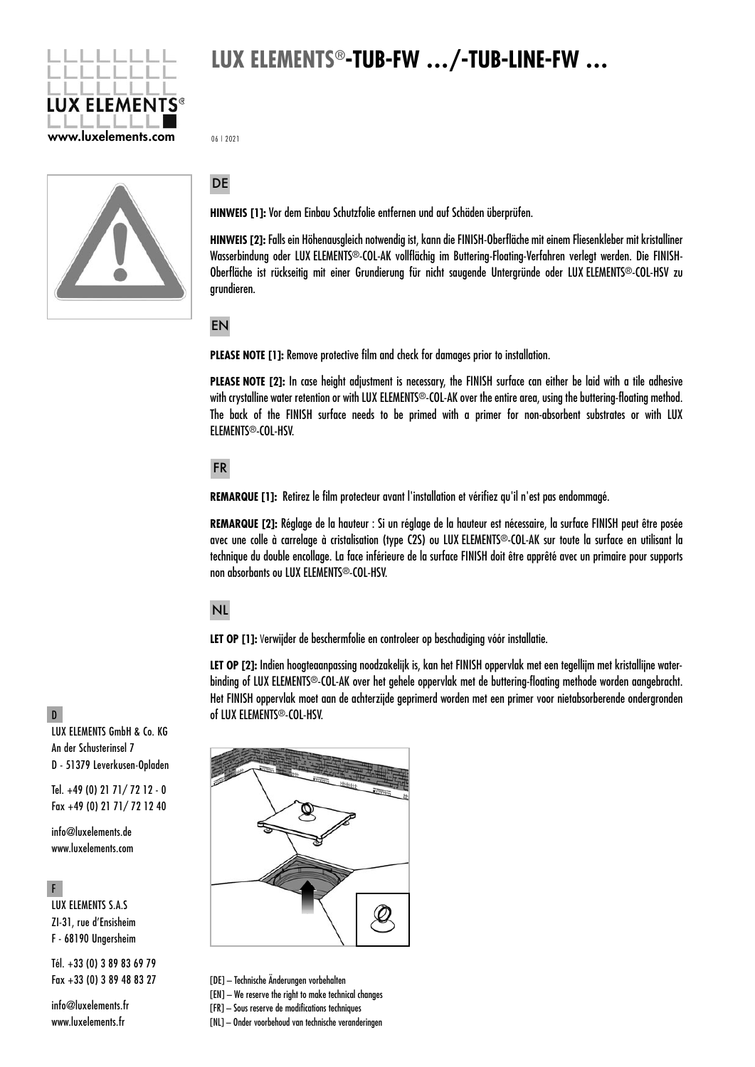# LUX ELEMENTS®-TUB-FW .../-TUB-LINE-FW ...

www.luxelements.com

06 | 2021

## DE

**HINWEIS [1]:** Vor dem Einbau Schutzfolie entfernen und auf Schäden überprüfen.

**HINWEIS [2]:** Falls ein Höhenausgleich notwendig ist, kann die FINISH-Oberfläche mit einem Fliesenkleber mit kristalliner Wasserbindung oder LUX ELEMENTS®-COL-AK vollflächig im Buttering-Floating-Verfahren verlegt werden. Die FINISH-Oberfläche ist rückseitig mit einer Grundierung für nicht saugende Untergründe oder LUX ELEMENTS®-COL-HSV zu grundieren.

## EN

**PLEASE NOTE [1]:** Remove protective film and check for damages prior to installation.

**PLEASE NOTE [2]:** In case height adjustment is necessary, the FINISH surface can either be laid with a tile adhesive with crystalline water retention or with LUX ELEMENTS®-COL-AK over the entire area, using the buttering-floating method. The back of the FINISH surface needs to be primed with a primer for non-absorbent substrates or with LUX ELEMENTS®-COL-HSV.

## FR

**REMARQUE [1]:** Retirez le film protecteur avant l'installation et vérifiez qu'il n'est pas endommagé.

**REMARQUE [2]:** Réglage de la hauteur : Si un réglage de la hauteur est nécessaire, la surface FINISH peut être posée avec une colle à carrelage à cristalisation (type C2S) ou LUX ELEMENTS®-COL-AK sur toute la surface en utilisant la technique du double encollage. La face inférieure de la surface FINISH doit être apprêté avec un primaire pour supports non absorbants ou LUX ELEMENTS®-COL-HSV.

## NL

**LET OP [1]:** Verwijder de beschermfolie en controleer op beschadiging vóór installatie.

**LET OP [2]:** Indien hoogteaanpassing noodzakelijk is, kan het FINISH oppervlak met een tegellijm met kristallijne water-binding of LUX ELEMENTS®-COL-AK over het gehele oppervlak met de buttering-floating methode worden aangebracht. Het FINISH oppervlak moet aan de achterzijde geprimerd worden met een primer voor nietabsorberende ondergronden of LUX ELEMENTS®-COL-HSV.

[DE] – Technische Änderungen vorbehalten
[EN] – We reserve the right to make technical changes
[FR] – Sous reserve de modifications techniques
[NL] – Onder voorbehoud van technische veranderingen

**D**

LUX ELEMENTS GmbH & Co. KG
An der Schusterinsel 7
D - 51379 Leverkusen-Opladen

Tel. +49 (0) 21 71/ 72 12 - 0
Fax +49 (0) 21 71/ 72 12 40

info@luxelements.de
www.luxelements.com

**F**

LUX ELEMENTS S.A.S
ZI-31, rue d'Ensisheim
F - 68190 Ungersheim

Tél. +33 (0) 3 89 83 69 79
Fax +33 (0) 3 89 48 83 27

info@luxelements.fr
www.luxelements.fr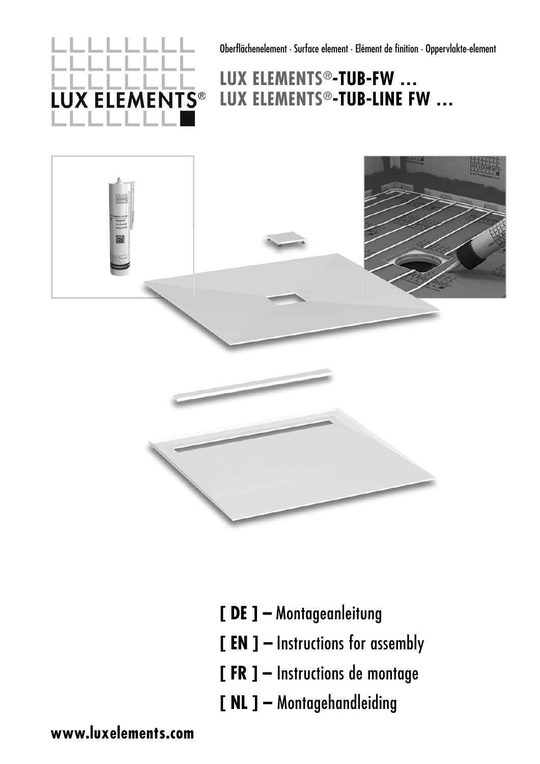LUX ELEMENTS®

Oberflächenelement · Surface element · Elément de finition · Oppervlakte-element

# LUX ELEMENTS®-TUB-FW …
# LUX ELEMENTS®-TUB-LINE FW …

**[ DE ] –** Montageanleitung

**[ EN ] –** Instructions for assembly

**[ FR ] –** Instructions de montage

**[ NL ] –** Montagehandleiding

**www.luxelements.com**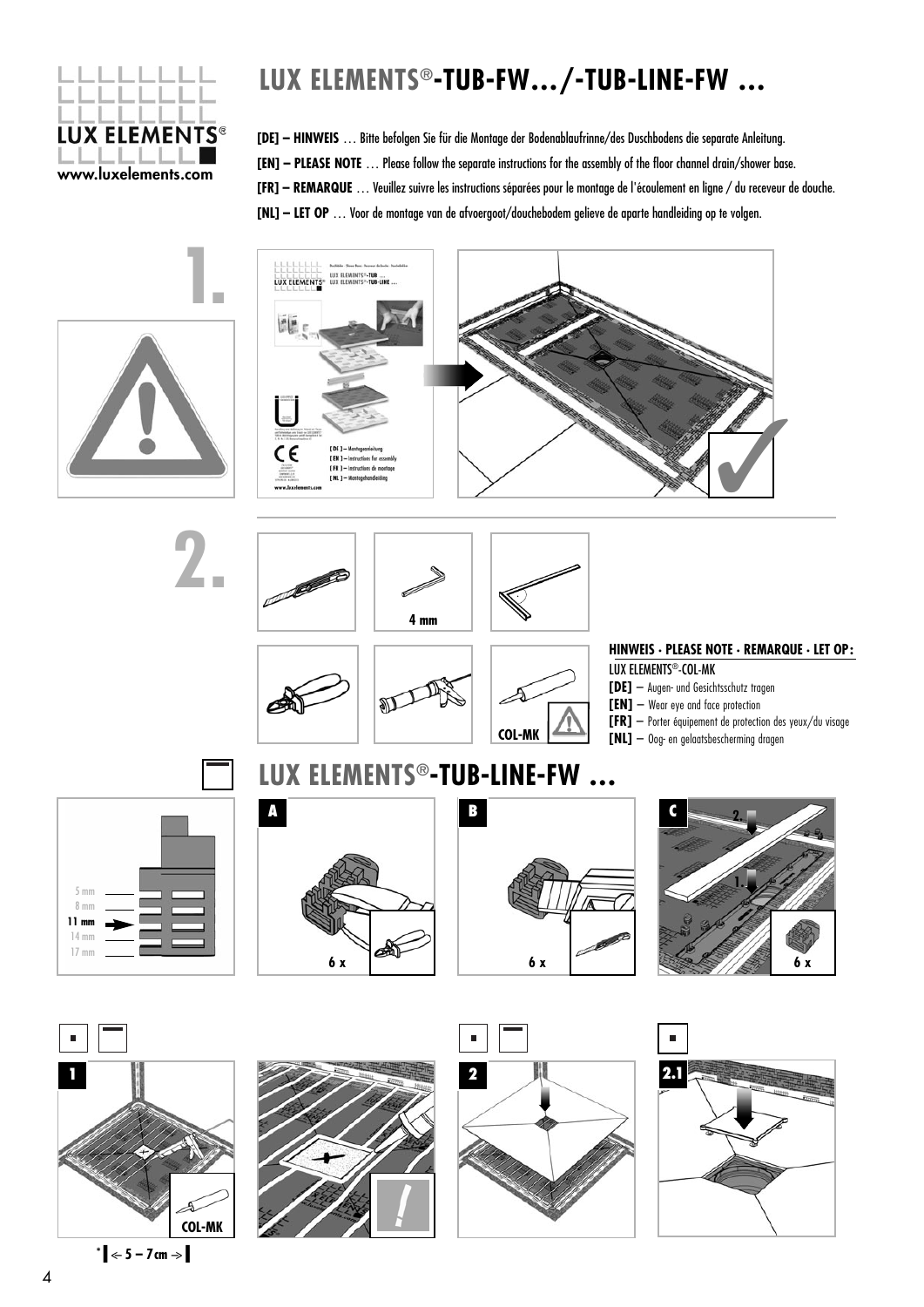# LUX ELEMENTS®-TUB-FW…/-TUB-LINE-FW …

**[DE] – HINWEIS** … Bitte befolgen Sie für die Montage der Bodenablaufrinne/des Duschbodens die separate Anleitung.

**[EN] – PLEASE NOTE** … Please follow the separate instructions for the assembly of the floor channel drain/shower base.

**[FR] – REMARQUE** … Veuillez suivre les instructions séparées pour le montage de l'écoulement en ligne / du receveur de douche.

**[NL] – LET OP** … Voor de montage van de afvoergoot/douchebodem gelieve de aparte handleiding op te volgen.

## 1.

## 2.

4 mm

COL-MK

**HINWEIS · PLEASE NOTE · REMARQUE · LET OP:**

LUX ELEMENTS®-COL-MK

**[DE]** – Augen- und Gesichtsschutz tragen

**[EN]** – Wear eye and face protection

**[FR]** – Porter équipement de protection des yeux/du visage

**[NL]** – Oog- en gelaatsbescherming dragen

## LUX ELEMENTS®-TUB-LINE-FW …

5 mm
8 mm
**11 mm**
14 mm
17 mm

**A** 6 x

**B** 6 x

**C** 2. 1. 6 x

**1** COL-MK

* ← 5 – 7 cm →

**2**

**2.1**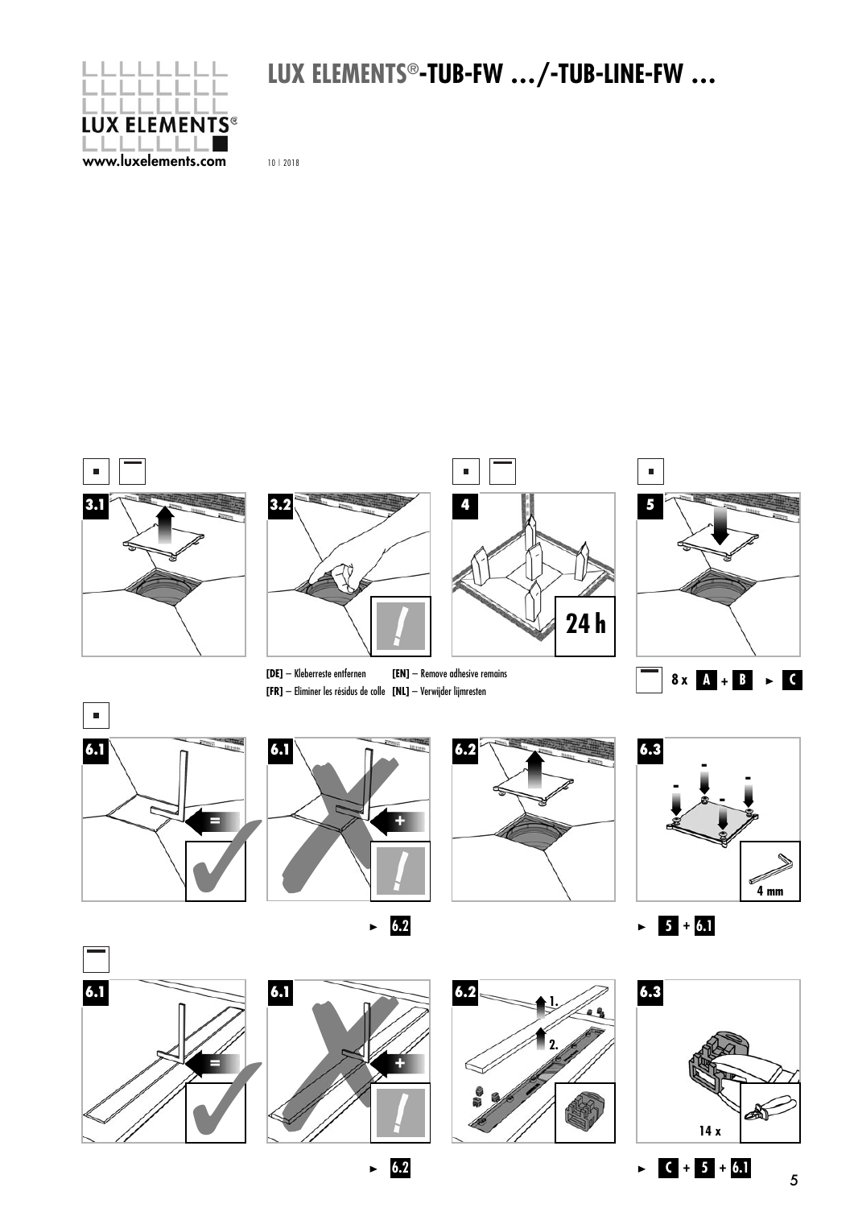# LUX ELEMENTS®-TUB-FW .../-TUB-LINE-FW ...

10 | 2018

3.1

3.2

4

24 h

5

[DE] – Kleberreste entfernen
[EN] – Remove adhesive remains
[FR] – Eliminer les résidus de colle
[NL] – Verwijder lijmresten

8 x A + B ► C

6.1 =

6.1 +

► 6.2

6.2

6.3

4 mm

► 5 + 6.1

6.1 =

6.1 +

► 6.2

6.2

1.

2.

6.3

14 x

► C + 5 + 6.1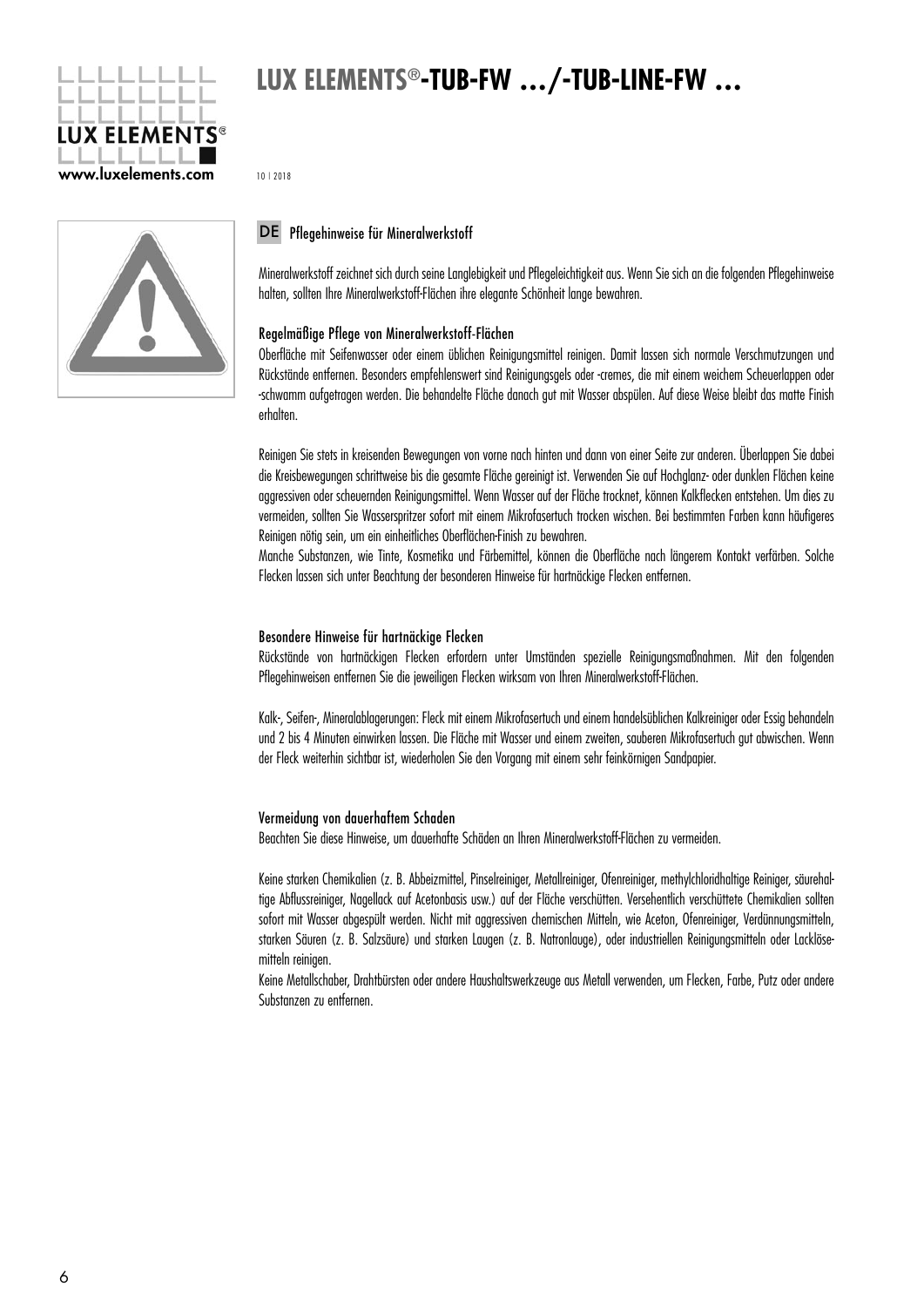# LUX ELEMENTS®-TUB-FW …/-TUB-LINE-FW …

10 | 2018

## DE Pflegehinweise für Mineralwerkstoff

Mineralwerkstoff zeichnet sich durch seine Langlebigkeit und Pflegeleichtigkeit aus. Wenn Sie sich an die folgenden Pflegehinweise halten, sollten Ihre Mineralwerkstoff-Flächen ihre elegante Schönheit lange bewahren.

### Regelmäßige Pflege von Mineralwerkstoff-Flächen

Oberfläche mit Seifenwasser oder einem üblichen Reinigungsmittel reinigen. Damit lassen sich normale Verschmutzungen und Rückstände entfernen. Besonders empfehlenswert sind Reinigungsgels oder -cremes, die mit einem weichem Scheuerlappen oder -schwamm aufgetragen werden. Die behandelte Fläche danach gut mit Wasser abspülen. Auf diese Weise bleibt das matte Finish erhalten.

Reinigen Sie stets in kreisenden Bewegungen von vorne nach hinten und dann von einer Seite zur anderen. Überlappen Sie dabei die Kreisbewegungen schrittweise bis die gesamte Fläche gereinigt ist. Verwenden Sie auf Hochglanz- oder dunklen Flächen keine aggressiven oder scheuernden Reinigungsmittel. Wenn Wasser auf der Fläche trocknet, können Kalkflecken entstehen. Um dies zu vermeiden, sollten Sie Wasserspritzer sofort mit einem Mikrofasertuch trocken wischen. Bei bestimmten Farben kann häufigeres Reinigen nötig sein, um ein einheitliches Oberflächen-Finish zu bewahren.

Manche Substanzen, wie Tinte, Kosmetika und Färbemittel, können die Oberfläche nach längerem Kontakt verfärben. Solche Flecken lassen sich unter Beachtung der besonderen Hinweise für hartnäckige Flecken entfernen.

### Besondere Hinweise für hartnäckige Flecken

Rückstände von hartnäckigen Flecken erfordern unter Umständen spezielle Reinigungsmaßnahmen. Mit den folgenden Pflegehinweisen entfernen Sie die jeweiligen Flecken wirksam von Ihren Mineralwerkstoff-Flächen.

Kalk-, Seifen-, Mineralablagerungen: Fleck mit einem Mikrofasertuch und einem handelsüblichen Kalkreiniger oder Essig behandeln und 2 bis 4 Minuten einwirken lassen. Die Fläche mit Wasser auf einem zweiten, sauberen Mikrofasertuch gut abwischen. Wenn der Fleck weiterhin sichtbar ist, wiederholen Sie den Vorgang mit einem sehr feinkörnigen Sandpapier.

### Vermeidung von dauerhaftem Schaden

Beachten Sie diese Hinweise, um dauerhafte Schäden an Ihren Mineralwerkstoff-Flächen zu vermeiden.

Keine starken Chemikalien (z. B. Abbeizmittel, Pinselreiniger, Metallreiniger, Ofenreiniger, methylchloridhaltige Reiniger, säurehaltige Abflussreiniger, Nagellack auf Acetonbasis usw.) auf der Fläche verschütten. Versehentlich verschüttete Chemikalien sollten sofort mit Wasser abgespült werden. Nicht mit aggressiven chemischen Mitteln, wie Aceton, Ofenreiniger, Verdünnungsmitteln, starken Säuren (z. B. Salzsäure) und starken Laugen (z. B. Natronlauge), oder industriellen Reinigungsmitteln oder Lacklösemitteln reinigen.

Keine Metallschaber, Drahtbürsten oder andere Haushaltswerkzeuge aus Metall verwenden, um Flecken, Farbe, Putz oder andere Substanzen zu entfernen.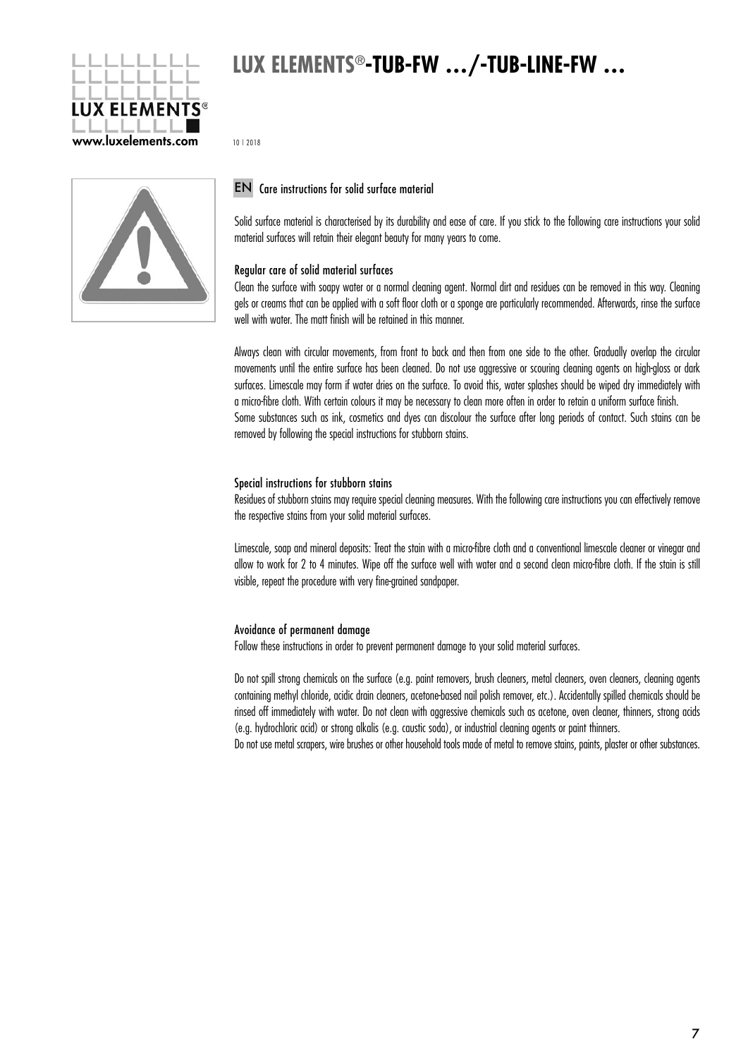# LUX ELEMENTS®-TUB-FW …/-TUB-LINE-FW …

10 | 2018

## EN Care instructions for solid surface material

Solid surface material is characterised by its durability and ease of care. If you stick to the following care instructions your solid material surfaces will retain their elegant beauty for many years to come.

### Regular care of solid material surfaces

Clean the surface with soapy water or a normal cleaning agent. Normal dirt and residues can be removed in this way. Cleaning gels or creams that can be applied with a soft floor cloth or a sponge are particularly recommended. Afterwards, rinse the surface well with water. The matt finish will be retained in this manner.

Always clean with circular movements, from front to back and then from one side to the other. Gradually overlap the circular movements until the entire surface has been cleaned. Do not use aggressive or scouring cleaning agents on high-gloss or dark surfaces. Limescale may form if water dries on the surface. To avoid this, water splashes should be wiped dry immediately with a micro-fibre cloth. With certain colours it may be necessary to clean more often in order to retain a uniform surface finish.
Some substances such as ink, cosmetics and dyes can discolour the surface after long periods of contact. Such stains can be removed by following the special instructions for stubborn stains.

### Special instructions for stubborn stains

Residues of stubborn stains may require special cleaning measures. With the following care instructions you can effectively remove the respective stains from your solid material surfaces.

Limescale, soap and mineral deposits: Treat the stain with a micro-fibre cloth and a conventional limescale cleaner or vinegar and allow to work for 2 to 4 minutes. Wipe off the surface well with water and a second clean micro-fibre cloth. If the stain is still visible, repeat the procedure with very fine-grained sandpaper.

### Avoidance of permanent damage

Follow these instructions in order to prevent permanent damage to your solid material surfaces.

Do not spill strong chemicals on the surface (e.g. paint removers, brush cleaners, metal cleaners, oven cleaners, cleaning agents containing methyl chloride, acidic drain cleaners, acetone-based nail polish remover, etc.). Accidentally spilled chemicals should be rinsed off immediately with water. Do not clean with aggressive chemicals such as acetone, oven cleaner, thinners, strong acids (e.g. hydrochloric acid) or strong alkalis (e.g. caustic soda), or industrial cleaning agents or paint thinners.
Do not use metal scrapers, wire brushes or other household tools made of metal to remove stains, paints, plaster or other substances.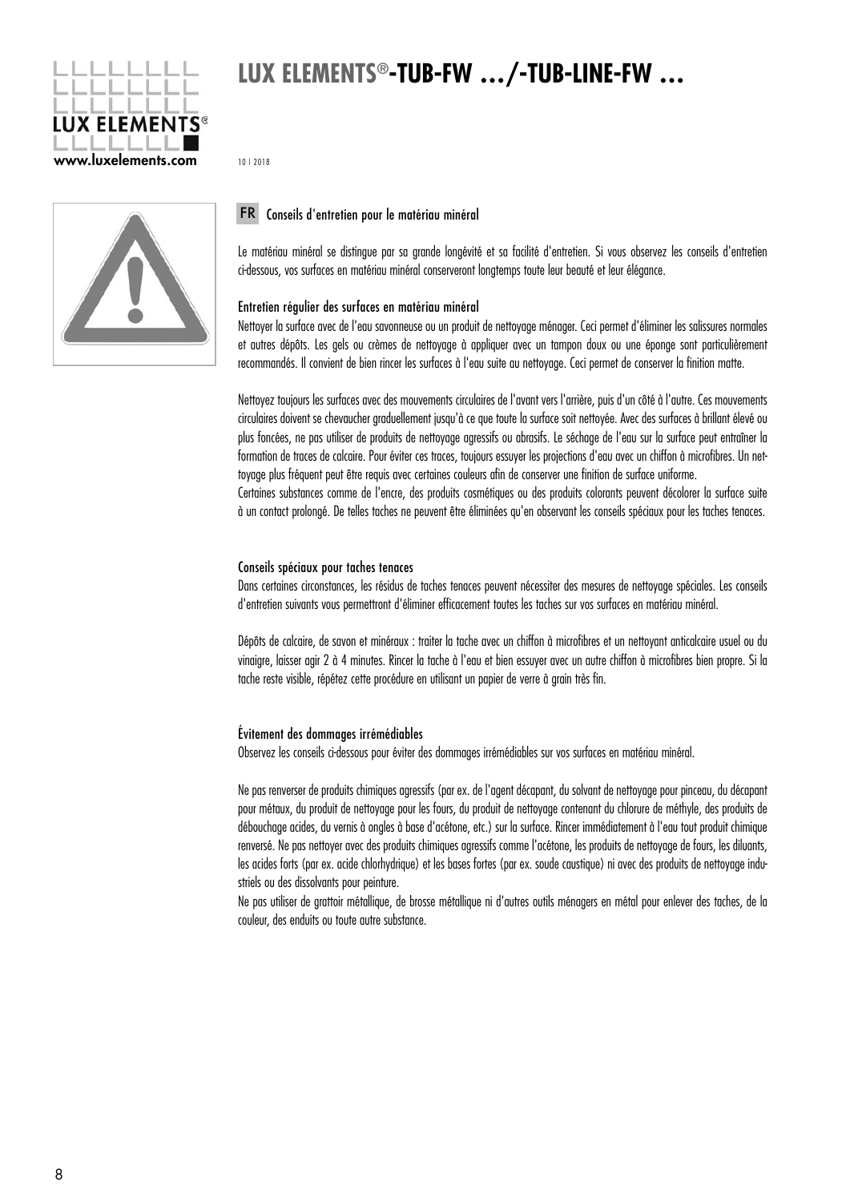# LUX ELEMENTS®-TUB-FW …/-TUB-LINE-FW …

10 | 2018

## FR Conseils d'entretien pour le matériau minéral

Le matériau minéral se distingue par sa grande longévité et sa facilité d'entretien. Si vous observez les conseils d'entretien ci-dessous, vos surfaces en matériau minéral conserveront longtemps toute leur beauté et leur élégance.

### Entretien régulier des surfaces en matériau minéral

Nettoyer la surface avec de l'eau savonneuse ou un produit de nettoyage ménager. Ceci permet d'éliminer les salissures normales et autres dépôts. Les gels ou crèmes de nettoyage à appliquer avec un tampon doux ou une éponge sont particulièrement recommandés. Il convient de bien rincer les surfaces à l'eau suite au nettoyage. Ceci permet de conserver la finition matte.

Nettoyez toujours les surfaces avec des mouvements circulaires de l'avant vers l'arrière, puis d'un côté à l'autre. Ces mouvements circulaires doivent se chevaucher graduellement jusqu'à ce que toute la surface soit nettoyée. Avec des surfaces à brillant élevé ou plus foncées, ne pas utiliser de produits de nettoyage agressifs ou abrasifs. Le séchage de l'eau sur la surface peut entraîner la formation de traces de calcaire. Pour éviter ces traces, toujours essuyer les projections d'eau avec un chiffon à microfibres. Un nettoyage plus fréquent peut être requis avec certaines couleurs afin de conserver une finition de surface uniforme.
Certaines substances comme de l'encre, des produits cosmétiques ou des produits colorants peuvent décolorer la surface suite à un contact prolongé. De telles taches ne peuvent être éliminées qu'en observant les conseils spéciaux pour les taches tenaces.

### Conseils spéciaux pour taches tenaces

Dans certaines circonstances, les résidus de taches tenaces peuvent nécessiter des mesures de nettoyage spéciales. Les conseils d'entretien suivants vous permettront d'éliminer efficacement toutes les taches sur vos surfaces en matériau minéral.

Dépôts de calcaire, de savon et minéraux : traiter la tache avec un chiffon à microfibres et un nettoyant anticalcaire usuel ou du vinaigre, laisser agir 2 à 4 minutes. Rincer la tache à l'eau et bien essuyer avec un autre chiffon à microfibres bien propre. Si la tache reste visible, répétez cette procédure en utilisant un papier de verre à grain très fin.

### Évitement des dommages irrémédiables

Observez les conseils ci-dessous pour éviter des dommages irrémédiables sur vos surfaces en matériau minéral.

Ne pas renverser de produits chimiques agressifs (par ex. de l'agent décapant, du solvant de nettoyage pour pinceau, du décapant pour métaux, du produit de nettoyage pour les fours, du produit de nettoyage contenant du chlorure de méthyle, des produits de débouchage acides, du vernis à ongles à base d'acétone, etc.) sur la surface. Rincer immédiatement à l'eau tout produit chimique renversé. Ne pas nettoyer avec des produits chimiques agressifs comme l'acétone, les produits de nettoyage de fours, les diluants, les acides forts (par ex. acide chlorhydrique) et les bases fortes (par ex. soude caustique) ni avec des produits de nettoyage industriels ou des dissolvants pour peinture.
Ne pas utiliser de grattoir métallique, de brosse métallique ni d'autres outils ménagers en métal pour enlever des taches, de la couleur, des enduits ou toute autre substance.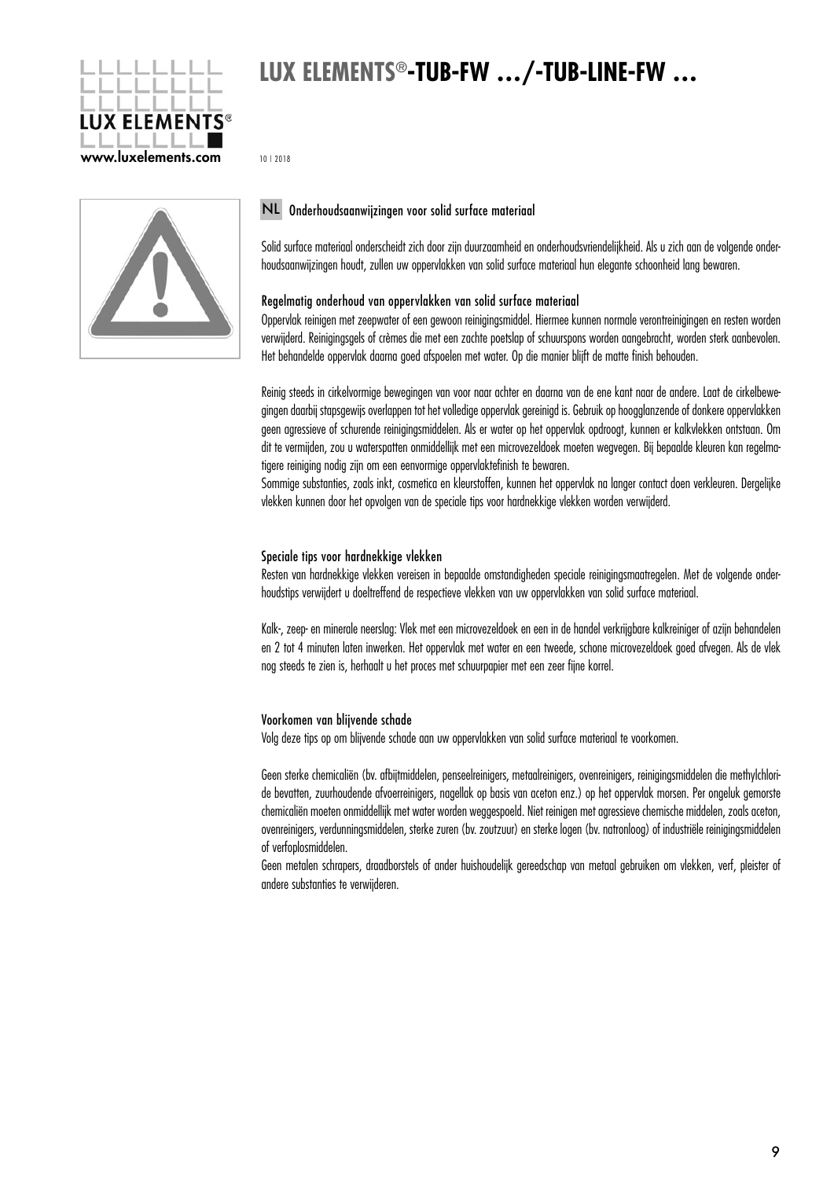# LUX ELEMENTS®-TUB-FW …/-TUB-LINE-FW …

10 | 2018

## NL Onderhoudsaanwijzingen voor solid surface materiaal

Solid surface materiaal onderscheidt zich door zijn duurzaamheid en onderhoudsvriendelijkheid. Als u zich aan de volgende onderhoudsaanwijzingen houdt, zullen uw oppervlakken van solid surface materiaal hun elegante schoonheid lang bewaren.

### Regelmatig onderhoud van oppervlakken van solid surface materiaal

Oppervlak reinigen met zeepwater of een gewoon reinigingsmiddel. Hiermee kunnen normale verontreinigingen en resten worden verwijderd. Reinigingsgels of crèmes die met een zachte poetslap of schuurspons worden aangebracht, worden sterk aanbevolen. Het behandelde oppervlak daarna goed afspoelen met water. Op die manier blijft de matte finish behouden.

Reinig steeds in cirkelvormige bewegingen van voor naar achter en daarna van de ene kant naar de andere. Laat de cirkelbewegingen daarbij stapsgewijs overlappen tot het volledige oppervlak gereinigd is. Gebruik op hoogglanzende of donkere oppervlakken geen agressieve of schurende reinigingsmiddelen. Als er water op het oppervlak opdroogt, kunnen er kalkvlekken ontstaan. Om dit te vermijden, zou u waterspatten onmiddellijk met een microvezeldoek moeten wegvegen. Bij bepaalde kleuren kan regelmatigere reiniging nodig zijn om een eenvormige oppervlaktefinish te bewaren.
Sommige substanties, zoals inkt, cosmetica en kleurstoffen, kunnen het oppervlak na langer contact doen verkleuren. Dergelijke vlekken kunnen door het opvolgen van de speciale tips voor hardnekkige vlekken worden verwijderd.

### Speciale tips voor hardnekkige vlekken

Resten van hardnekkige vlekken vereisen in bepaalde omstandigheden speciale reinigingsmaatregelen. Met de volgende onderhoudstips verwijdert u doeltreffend de respectieve vlekken van uw oppervlakken van solid surface materiaal.

Kalk-, zeep- en minerale neerslag: Vlek met een microvezeldoek en een in de handel verkrijgbare kalkreiniger of azijn behandelen en 2 tot 4 minuten laten inwerken. Het oppervlak met water en een tweede, schone microvezeldoek goed afvegen. Als de vlek nog steeds te zien is, herhaalt u het proces met schuurpapier met een zeer fijne korrel.

### Voorkomen van blijvende schade

Volg deze tips op om blijvende schade aan uw oppervlakken van solid surface materiaal te voorkomen.

Geen sterke chemicaliën (bv. afbijtmiddelen, penseelreinigers, metaalreinigers, ovenreinigers, reinigingsmiddelen die methylchloride bevatten, zuurhoudende afvoerreinigers, nagellak op basis van aceton enz.) op het oppervlak morsen. Per ongeluk gemorste chemicaliën moeten onmiddellijk met water worden weggespoeld. Niet reinigen met agressieve chemische middelen, zoals aceton, ovenreinigers, verdunningsmiddelen, sterke zuren (bv. zoutzuur) en sterke logen (bv. natronloog) of industriële reinigingsmiddelen of verfoplosmiddelen.
Geen metalen schrapers, draadborstels of ander huishoudelijk gereedschap van metaal gebruiken om vlekken, verf, pleister of andere substanties te verwijderen.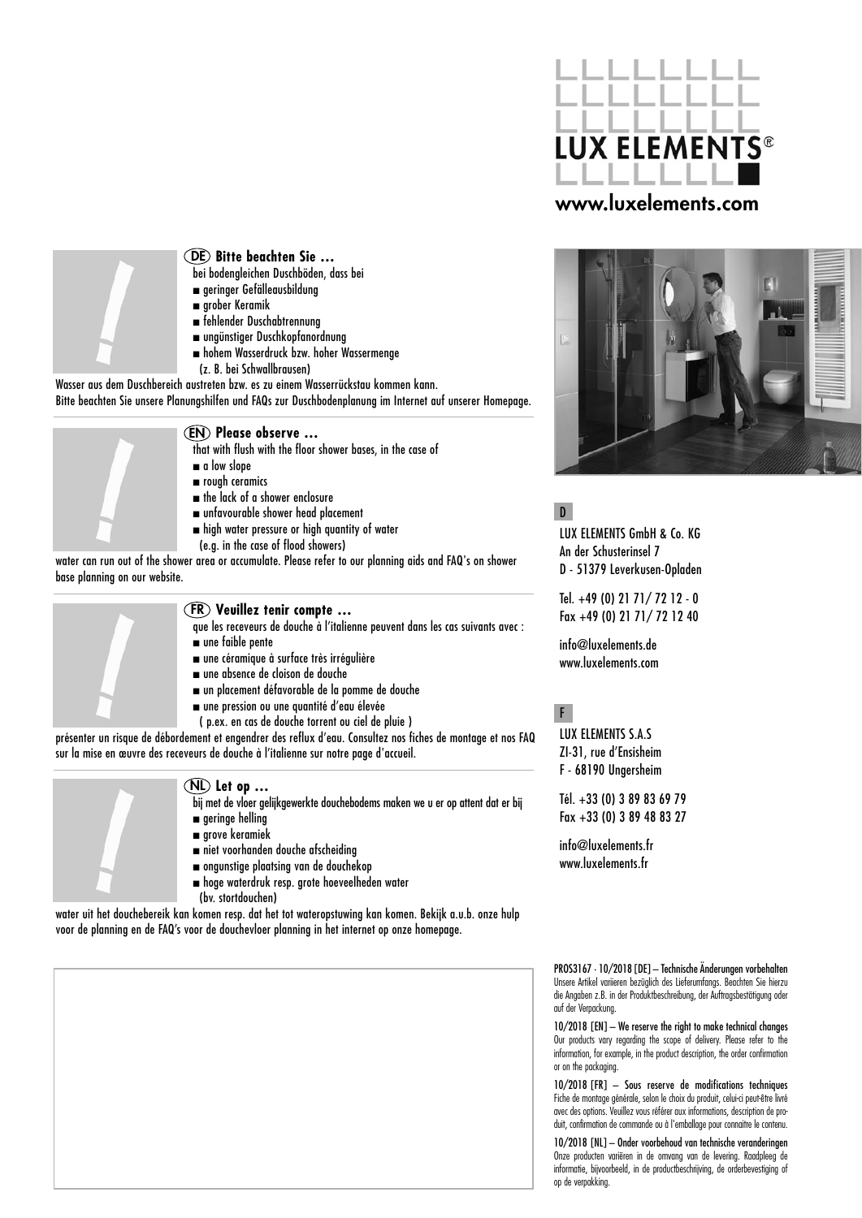LUX ELEMENTS®

www.luxelements.com

**DE Bitte beachten Sie …**

bei bodengleichen Duschböden, dass bei

- geringer Gefälleausbildung
- grober Keramik
- fehlender Duschabtrennung
- ungünstiger Duschkopfanordnung
- hohem Wasserdruck bzw. hoher Wassermenge (z. B. bei Schwallbrausen)

Wasser aus dem Duschbereich austreten bzw. es zu einem Wasserrückstau kommen kann. Bitte beachten Sie unsere Planungshilfen und FAQs zur Duschbodenplanung im Internet auf unserer Homepage.

**EN Please observe …**

that with flush with the floor shower bases, in the case of

- a low slope
- rough ceramics
- the lack of a shower enclosure
- unfavourable shower head placement
- high water pressure or high quantity of water (e.g. in the case of flood showers)

water can run out of the shower area or accumulate. Please refer to our planning aids and FAQ's on shower base planning on our website.

**FR Veuillez tenir compte …**

que les receveurs de douche à l'italienne peuvent dans les cas suivants avec :

- une faible pente
- une céramique à surface très irrégulière
- une absence de cloison de douche
- un placement défavorable de la pomme de douche
- une pression ou une quantité d'eau élevée ( p.ex. en cas de douche torrent ou ciel de pluie )

présenter un risque de débordement et engendrer des reflux d'eau. Consultez nos fiches de montage et nos FAQ sur la mise en œuvre des receveurs de douche à l'italienne sur notre page d'accueil.

**NL Let op …**

bij met de vloer gelijkgewerkte douchebodems maken we u er op attent dat er bij

- geringe helling
- grove keramiek
- niet voorhanden douche afscheiding
- ongunstige plaatsing van de douchekop
- hoge waterdruk resp. grote hoeveelheden water (bv. stortdouchen)

water uit het douchebereik kan komen resp. dat het tot wateropstuwing kan komen. Bekijk a.u.b. onze hulp voor de planning en de FAQ's voor de douchevloer planning in het internet op onze homepage.

**D**

LUX ELEMENTS GmbH & Co. KG
An der Schusterinsel 7
D - 51379 Leverkusen-Opladen

Tel. +49 (0) 21 71/ 72 12 - 0
Fax +49 (0) 21 71/ 72 12 40

info@luxelements.de
www.luxelements.com

**F**

LUX ELEMENTS S.A.S
ZI-31, rue d'Ensisheim
F - 68190 Ungersheim

Tél. +33 (0) 3 89 83 69 79
Fax +33 (0) 3 89 48 83 27

info@luxelements.fr
www.luxelements.fr

**PROS3167 · 10/2018 [DE] – Technische Änderungen vorbehalten**
Unsere Artikel variieren bezüglich des Lieferumfangs. Beachten Sie hierzu die Angaben z.B. in der Produktbeschreibung, der Auftragsbestätigung oder auf der Verpackung.

**10/2018 [EN] – We reserve the right to make technical changes**
Our products vary regarding the scope of delivery. Please refer to the information, for example, in the product description, the order confirmation or on the packaging.

**10/2018 [FR] – Sous reserve de modifications techniques**
Fiche de montage générale, selon le choix du produit, celui-ci peut-être livré avec des options. Veuillez vous référer aux informations, description de produit, confirmation de commande ou à l'emballage pour connaitre le contenu.

**10/2018 [NL] – Onder voorbehoud van technische veranderingen**
Onze producten variëren in de omvang van de levering. Raadpleeg de informatie, bijvoorbeeld, in de productbeschrijving, de orderbevestiging of op de verpakking.